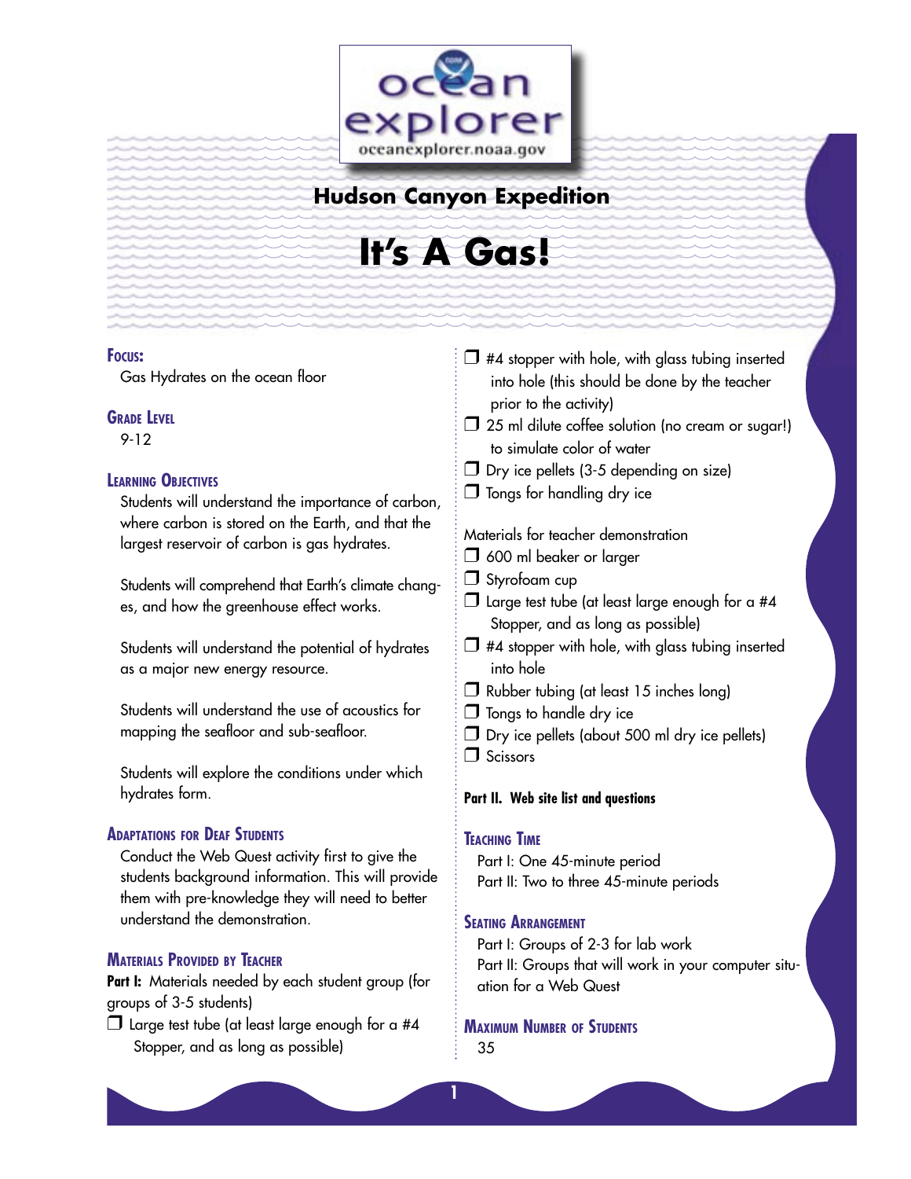# Hudson Canyon Expedition

# It's A Gas!

## Focus:

Gas Hydrates on the ocean floor

## Grade Level

9-12

## Learning Objectives

Students will understand the importance of carbon, where carbon is stored on the Earth, and that the largest reservoir of carbon is gas hydrates.

Students will comprehend that Earth's climate changes, and how the greenhouse effect works.

Students will understand the potential of hydrates as a major new energy resource.

Students will understand the use of acoustics for mapping the seafloor and sub-seafloor.

Students will explore the conditions under which hydrates form.

## Adaptations for Deaf Students

Conduct the Web Quest activity first to give the students background information. This will provide them with pre-knowledge they will need to better understand the demonstration.

## Materials Provided by Teacher

**Part I:** Materials needed by each student group (for groups of 3-5 students)

- ❐ Large test tube (at least large enough for a #4 Stopper, and as long as possible)
- ❐ #4 stopper with hole, with glass tubing inserted into hole (this should be done by the teacher prior to the activity)
- ❐ 25 ml dilute coffee solution (no cream or sugar!) to simulate color of water
- ❐ Dry ice pellets (3-5 depending on size)
- ❐ Tongs for handling dry ice

Materials for teacher demonstration

- ❐ 600 ml beaker or larger
- ❐ Styrofoam cup
- ❐ Large test tube (at least large enough for a #4 Stopper, and as long as possible)
- ❐ #4 stopper with hole, with glass tubing inserted into hole
- ❐ Rubber tubing (at least 15 inches long)
- ❐ Tongs to handle dry ice
- ❐ Dry ice pellets (about 500 ml dry ice pellets)
- ❐ Scissors

**Part II. Web site list and questions**

## Teaching Time

Part I: One 45-minute period
Part II: Two to three 45-minute periods

## Seating Arrangement

Part I: Groups of 2-3 for lab work
Part II: Groups that will work in your computer situation for a Web Quest

## Maximum Number of Students

35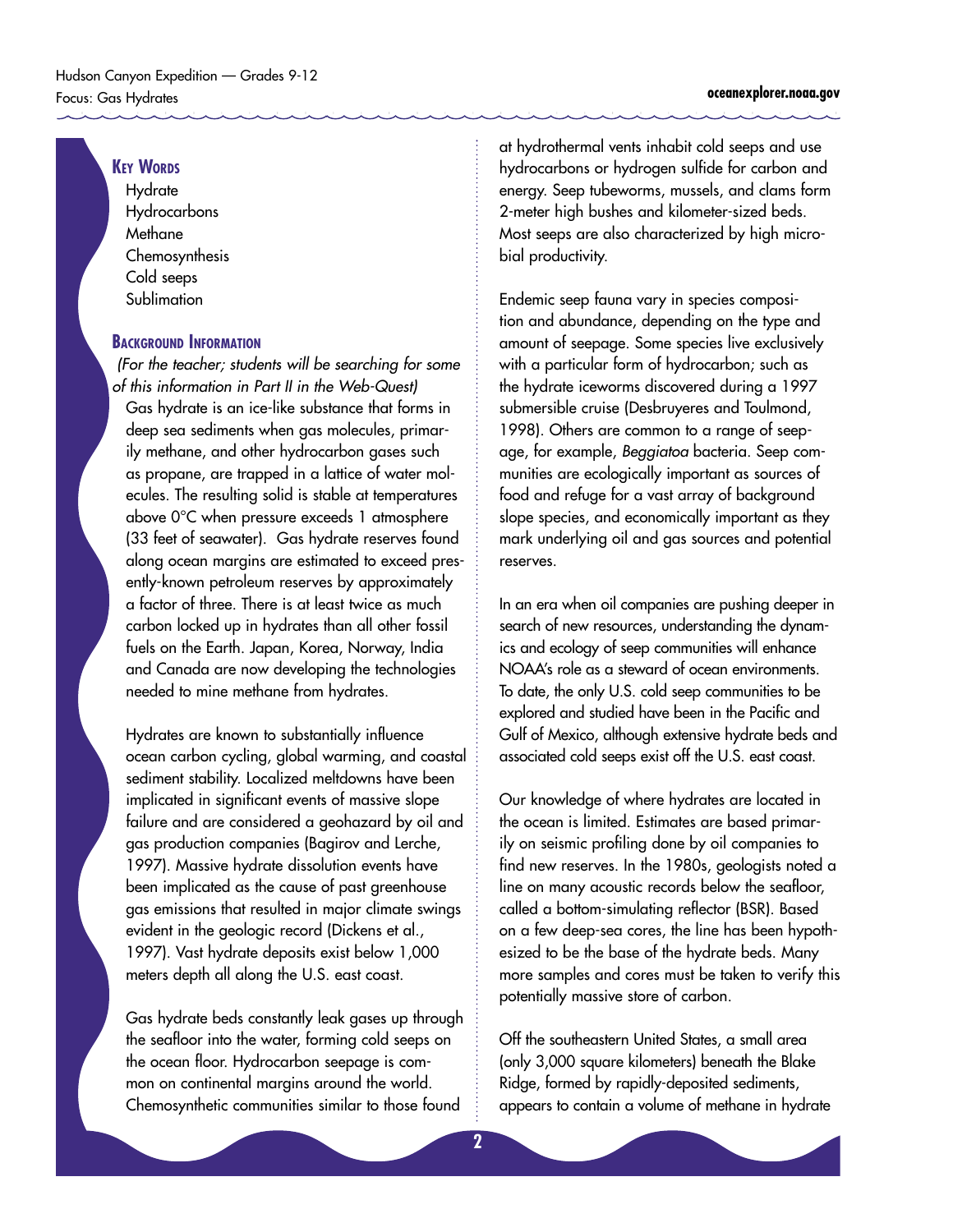## Key Words

Hydrate
Hydrocarbons
Methane
Chemosynthesis
Cold seeps
Sublimation

## Background Information

*(For the teacher; students will be searching for some of this information in Part II in the Web-Quest)*

Gas hydrate is an ice-like substance that forms in deep sea sediments when gas molecules, primarily methane, and other hydrocarbon gases such as propane, are trapped in a lattice of water molecules. The resulting solid is stable at temperatures above 0°C when pressure exceeds 1 atmosphere (33 feet of seawater). Gas hydrate reserves found along ocean margins are estimated to exceed presently-known petroleum reserves by approximately a factor of three. There is at least twice as much carbon locked up in hydrates than all other fossil fuels on the Earth. Japan, Korea, Norway, India and Canada are now developing the technologies needed to mine methane from hydrates.

Hydrates are known to substantially influence ocean carbon cycling, global warming, and coastal sediment stability. Localized meltdowns have been implicated in significant events of massive slope failure and are considered a geohazard by oil and gas production companies (Bagirov and Lerche, 1997). Massive hydrate dissolution events have been implicated as the cause of past greenhouse gas emissions that resulted in major climate swings evident in the geologic record (Dickens et al., 1997). Vast hydrate deposits exist below 1,000 meters depth all along the U.S. east coast.

Gas hydrate beds constantly leak gases up through the seafloor into the water, forming cold seeps on the ocean floor. Hydrocarbon seepage is common on continental margins around the world. Chemosynthetic communities similar to those found at hydrothermal vents inhabit cold seeps and use hydrocarbons or hydrogen sulfide for carbon and energy. Seep tubeworms, mussels, and clams form 2-meter high bushes and kilometer-sized beds. Most seeps are also characterized by high microbial productivity.

Endemic seep fauna vary in species composition and abundance, depending on the type and amount of seepage. Some species live exclusively with a particular form of hydrocarbon; such as the hydrate iceworms discovered during a 1997 submersible cruise (Desbruyeres and Toulmond, 1998). Others are common to a range of seepage, for example, *Beggiatoa* bacteria. Seep communities are ecologically important as sources of food and refuge for a vast array of background slope species, and economically important as they mark underlying oil and gas sources and potential reserves.

In an era when oil companies are pushing deeper in search of new resources, understanding the dynamics and ecology of seep communities will enhance NOAA's role as a steward of ocean environments. To date, the only U.S. cold seep communities to be explored and studied have been in the Pacific and Gulf of Mexico, although extensive hydrate beds and associated cold seeps exist off the U.S. east coast.

Our knowledge of where hydrates are located in the ocean is limited. Estimates are based primarily on seismic profiling done by oil companies to find new reserves. In the 1980s, geologists noted a line on many acoustic records below the seafloor, called a bottom-simulating reflector (BSR). Based on a few deep-sea cores, the line has been hypothesized to be the base of the hydrate beds. Many more samples and cores must be taken to verify this potentially massive store of carbon.

Off the southeastern United States, a small area (only 3,000 square kilometers) beneath the Blake Ridge, formed by rapidly-deposited sediments, appears to contain a volume of methane in hydrate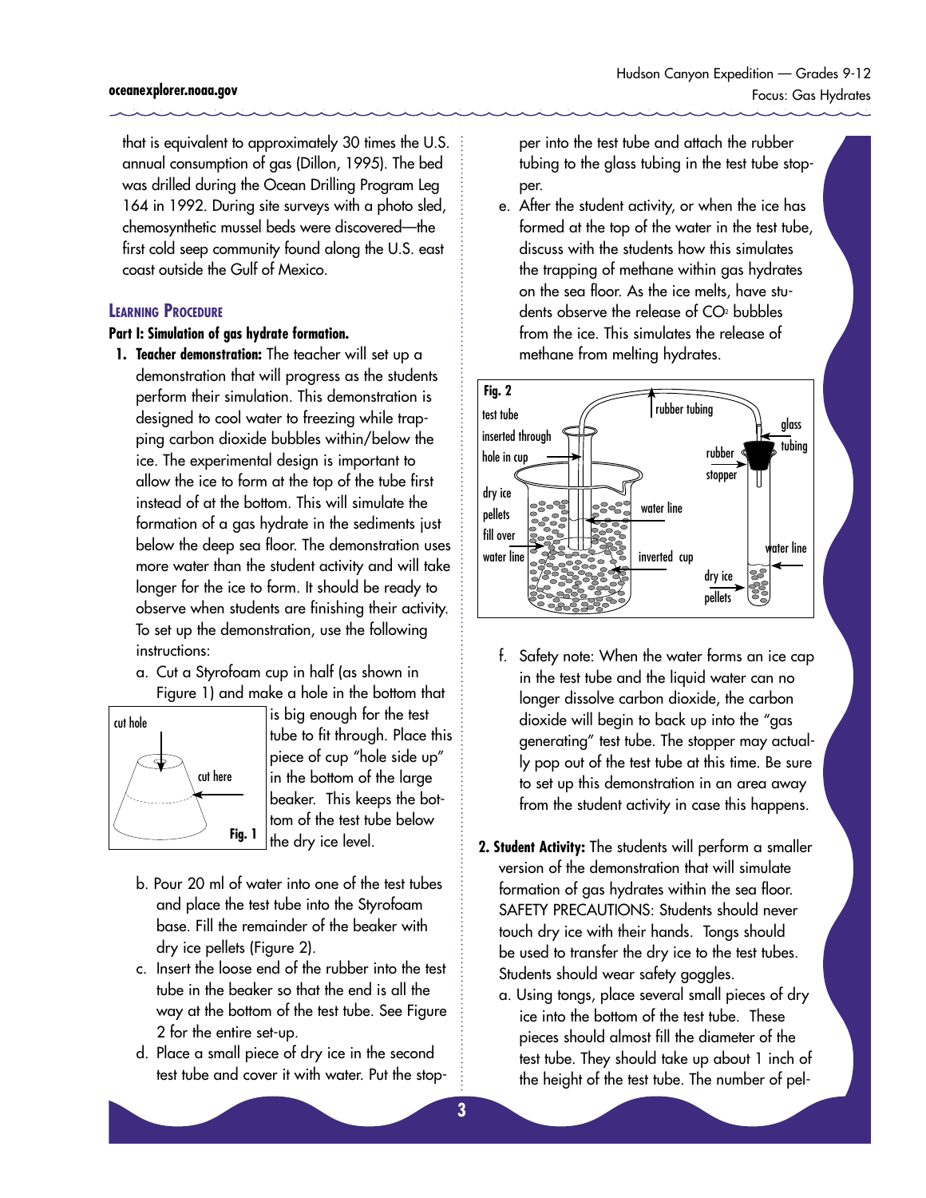that is equivalent to approximately 30 times the U.S. annual consumption of gas (Dillon, 1995). The bed was drilled during the Ocean Drilling Program Leg 164 in 1992. During site surveys with a photo sled, chemosynthetic mussel beds were discovered—the first cold seep community found along the U.S. east coast outside the Gulf of Mexico.

## Learning Procedure

### Part I: Simulation of gas hydrate formation.

1. **Teacher demonstration:** The teacher will set up a demonstration that will progress as the students perform their simulation. This demonstration is designed to cool water to freezing while trapping carbon dioxide bubbles within/below the ice. The experimental design is important to allow the ice to form at the top of the tube first instead of at the bottom. This will simulate the formation of a gas hydrate in the sediments just below the deep sea floor. The demonstration uses more water than the student activity and will take longer for the ice to form. It should be ready to observe when students are finishing their activity. To set up the demonstration, use the following instructions:

   a. Cut a Styrofoam cup in half (as shown in Figure 1) and make a hole in the bottom that is big enough for the test tube to fit through. Place this piece of cup "hole side up" in the bottom of the large beaker. This keeps the bottom of the test tube below the dry ice level.

   Fig. 1

   b. Pour 20 ml of water into one of the test tubes and place the test tube into the Styrofoam base. Fill the remainder of the beaker with dry ice pellets (Figure 2).

   c. Insert the loose end of the rubber into the test tube in the beaker so that the end is all the way at the bottom of the test tube. See Figure 2 for the entire set-up.

   d. Place a small piece of dry ice in the second test tube and cover it with water. Put the stopper into the test tube and attach the rubber tubing to the glass tubing in the test tube stopper.

   e. After the student activity, or when the ice has formed at the top of the water in the test tube, discuss with the students how this simulates the trapping of methane within gas hydrates on the sea floor. As the ice melts, have students observe the release of $CO_2$ bubbles from the ice. This simulates the release of methane from melting hydrates.

   Fig. 2

   f. Safety note: When the water forms an ice cap in the test tube and the liquid water can no longer dissolve carbon dioxide, the carbon dioxide will begin to back up into the "gas generating" test tube. The stopper may actually pop out of the test tube at this time. Be sure to set up this demonstration in an area away from the student activity in case this happens.

2. **Student Activity:** The students will perform a smaller version of the demonstration that will simulate formation of gas hydrates within the sea floor. SAFETY PRECAUTIONS: Students should never touch dry ice with their hands. Tongs should be used to transfer the dry ice to the test tubes. Students should wear safety goggles.

   a. Using tongs, place several small pieces of dry ice into the bottom of the test tube. These pieces should almost fill the diameter of the test tube. They should take up about 1 inch of the height of the test tube. The number of pel-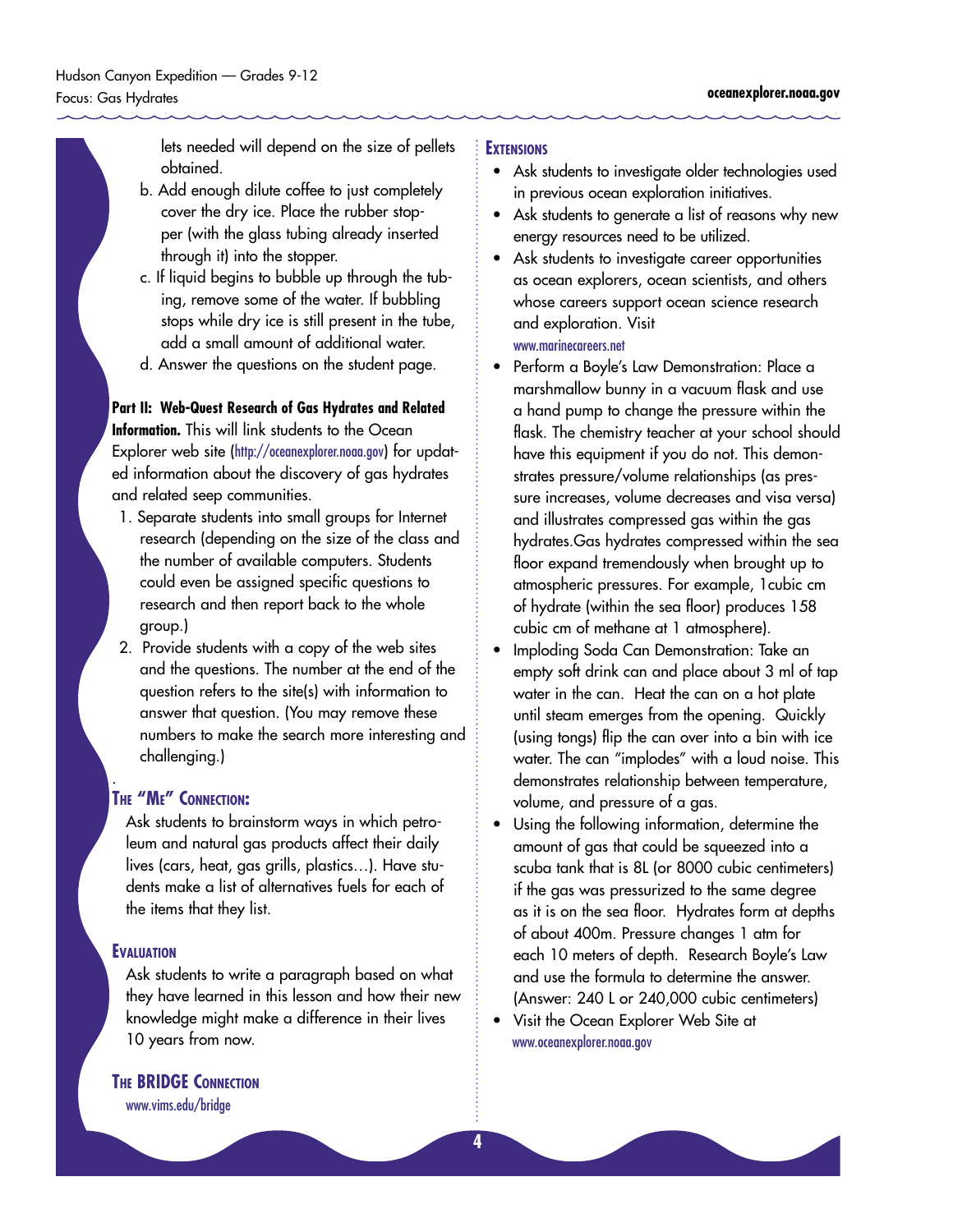lets needed will depend on the size of pellets obtained.

b. Add enough dilute coffee to just completely cover the dry ice. Place the rubber stopper (with the glass tubing already inserted through it) into the stopper.

c. If liquid begins to bubble up through the tubing, remove some of the water. If bubbling stops while dry ice is still present in the tube, add a small amount of additional water.

d. Answer the questions on the student page.

**Part II: Web-Quest Research of Gas Hydrates and Related Information.** This will link students to the Ocean Explorer web site (http://oceanexplorer.noaa.gov) for updated information about the discovery of gas hydrates and related seep communities.

1. Separate students into small groups for Internet research (depending on the size of the class and the number of available computers. Students could even be assigned specific questions to research and then report back to the whole group.)
2. Provide students with a copy of the web sites and the questions. The number at the end of the question refers to the site(s) with information to answer that question. (You may remove these numbers to make the search more interesting and challenging.)

## The "Me" Connection:

Ask students to brainstorm ways in which petroleum and natural gas products affect their daily lives (cars, heat, gas grills, plastics…). Have students make a list of alternatives fuels for each of the items that they list.

## Evaluation

Ask students to write a paragraph based on what they have learned in this lesson and how their new knowledge might make a difference in their lives 10 years from now.

## The BRIDGE Connection

www.vims.edu/bridge

## Extensions

- Ask students to investigate older technologies used in previous ocean exploration initiatives.
- Ask students to generate a list of reasons why new energy resources need to be utilized.
- Ask students to investigate career opportunities as ocean explorers, ocean scientists, and others whose careers support ocean science research and exploration. Visit www.marinecareers.net
- Perform a Boyle's Law Demonstration: Place a marshmallow bunny in a vacuum flask and use a hand pump to change the pressure within the flask. The chemistry teacher at your school should have this equipment if you do not. This demonstrates pressure/volume relationships (as pressure increases, volume decreases and visa versa) and illustrates compressed gas within the gas hydrates.Gas hydrates compressed within the sea floor expand tremendously when brought up to atmospheric pressures. For example, 1cubic cm of hydrate (within the sea floor) produces 158 cubic cm of methane at 1 atmosphere).
- Imploding Soda Can Demonstration: Take an empty soft drink can and place about 3 ml of tap water in the can. Heat the can on a hot plate until steam emerges from the opening. Quickly (using tongs) flip the can over into a bin with ice water. The can "implodes" with a loud noise. This demonstrates relationship between temperature, volume, and pressure of a gas.
- Using the following information, determine the amount of gas that could be squeezed into a scuba tank that is 8L (or 8000 cubic centimeters) if the gas was pressurized to the same degree as it is on the sea floor. Hydrates form at depths of about 400m. Pressure changes 1 atm for each 10 meters of depth. Research Boyle's Law and use the formula to determine the answer. (Answer: 240 L or 240,000 cubic centimeters)
- Visit the Ocean Explorer Web Site at www.oceanexplorer.noaa.gov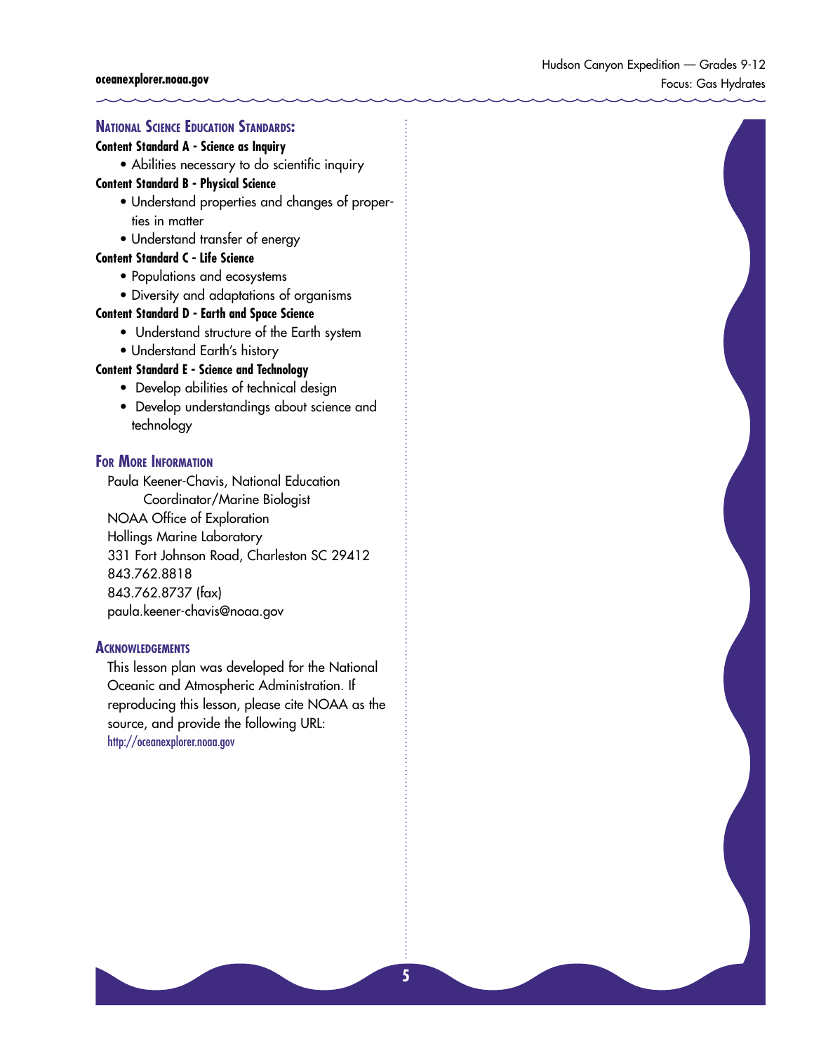## National Science Education Standards:

**Content Standard A - Science as Inquiry**

- Abilities necessary to do scientific inquiry

**Content Standard B - Physical Science**

- Understand properties and changes of properties in matter
- Understand transfer of energy

**Content Standard C - Life Science**

- Populations and ecosystems
- Diversity and adaptations of organisms

**Content Standard D - Earth and Space Science**

- Understand structure of the Earth system
- Understand Earth's history

**Content Standard E - Science and Technology**

- Develop abilities of technical design
- Develop understandings about science and technology

## For More Information

Paula Keener-Chavis, National Education Coordinator/Marine Biologist
NOAA Office of Exploration
Hollings Marine Laboratory
331 Fort Johnson Road, Charleston SC 29412
843.762.8818
843.762.8737 (fax)
paula.keener-chavis@noaa.gov

## Acknowledgements

This lesson plan was developed for the National Oceanic and Atmospheric Administration. If reproducing this lesson, please cite NOAA as the source, and provide the following URL:
http://oceanexplorer.noaa.gov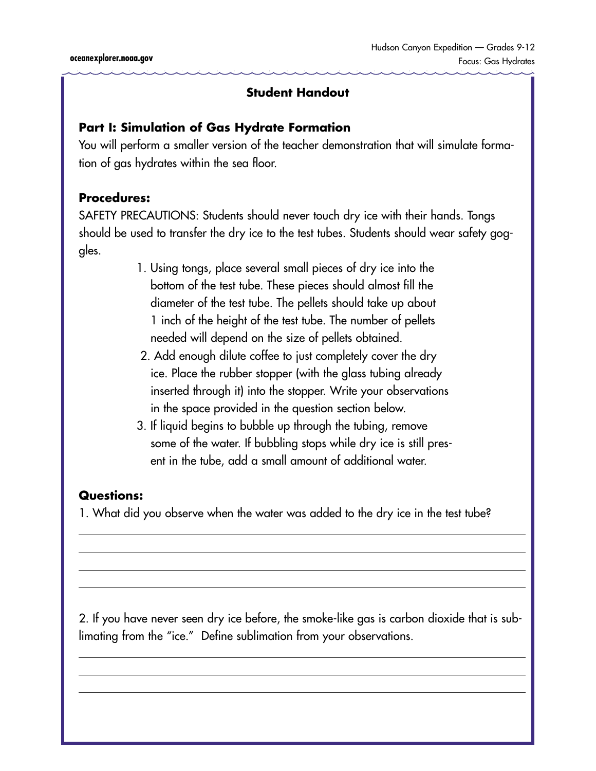## Student Handout

### Part I: Simulation of Gas Hydrate Formation

You will perform a smaller version of the teacher demonstration that will simulate formation of gas hydrates within the sea floor.

### Procedures:

SAFETY PRECAUTIONS: Students should never touch dry ice with their hands. Tongs should be used to transfer the dry ice to the test tubes. Students should wear safety goggles.

1. Using tongs, place several small pieces of dry ice into the bottom of the test tube. These pieces should almost fill the diameter of the test tube. The pellets should take up about 1 inch of the height of the test tube. The number of pellets needed will depend on the size of pellets obtained.
2. Add enough dilute coffee to just completely cover the dry ice. Place the rubber stopper (with the glass tubing already inserted through it) into the stopper. Write your observations in the space provided in the question section below.
3. If liquid begins to bubble up through the tubing, remove some of the water. If bubbling stops while dry ice is still present in the tube, add a small amount of additional water.

### Questions:

1. What did you observe when the water was added to the dry ice in the test tube?

______________________________________________________________________

______________________________________________________________________

______________________________________________________________________

______________________________________________________________________

2. If you have never seen dry ice before, the smoke-like gas is carbon dioxide that is sublimating from the "ice." Define sublimation from your observations.

______________________________________________________________________

______________________________________________________________________

______________________________________________________________________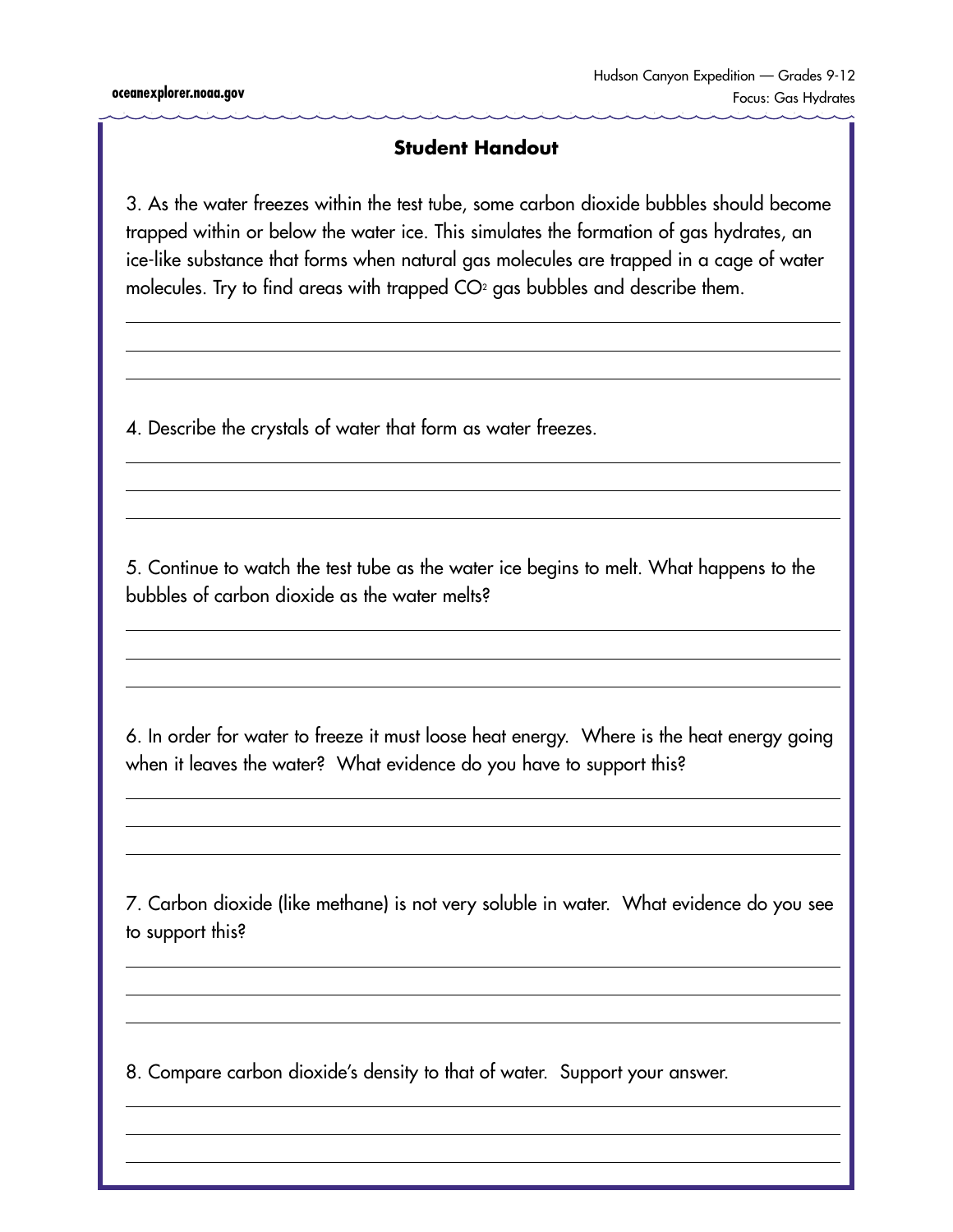## Student Handout

3. As the water freezes within the test tube, some carbon dioxide bubbles should become trapped within or below the water ice. This simulates the formation of gas hydrates, an ice-like substance that forms when natural gas molecules are trapped in a cage of water molecules. Try to find areas with trapped $CO_2$ gas bubbles and describe them.

4. Describe the crystals of water that form as water freezes.

5. Continue to watch the test tube as the water ice begins to melt. What happens to the bubbles of carbon dioxide as the water melts?

6. In order for water to freeze it must loose heat energy. Where is the heat energy going when it leaves the water? What evidence do you have to support this?

7. Carbon dioxide (like methane) is not very soluble in water. What evidence do you see to support this?

8. Compare carbon dioxide's density to that of water. Support your answer.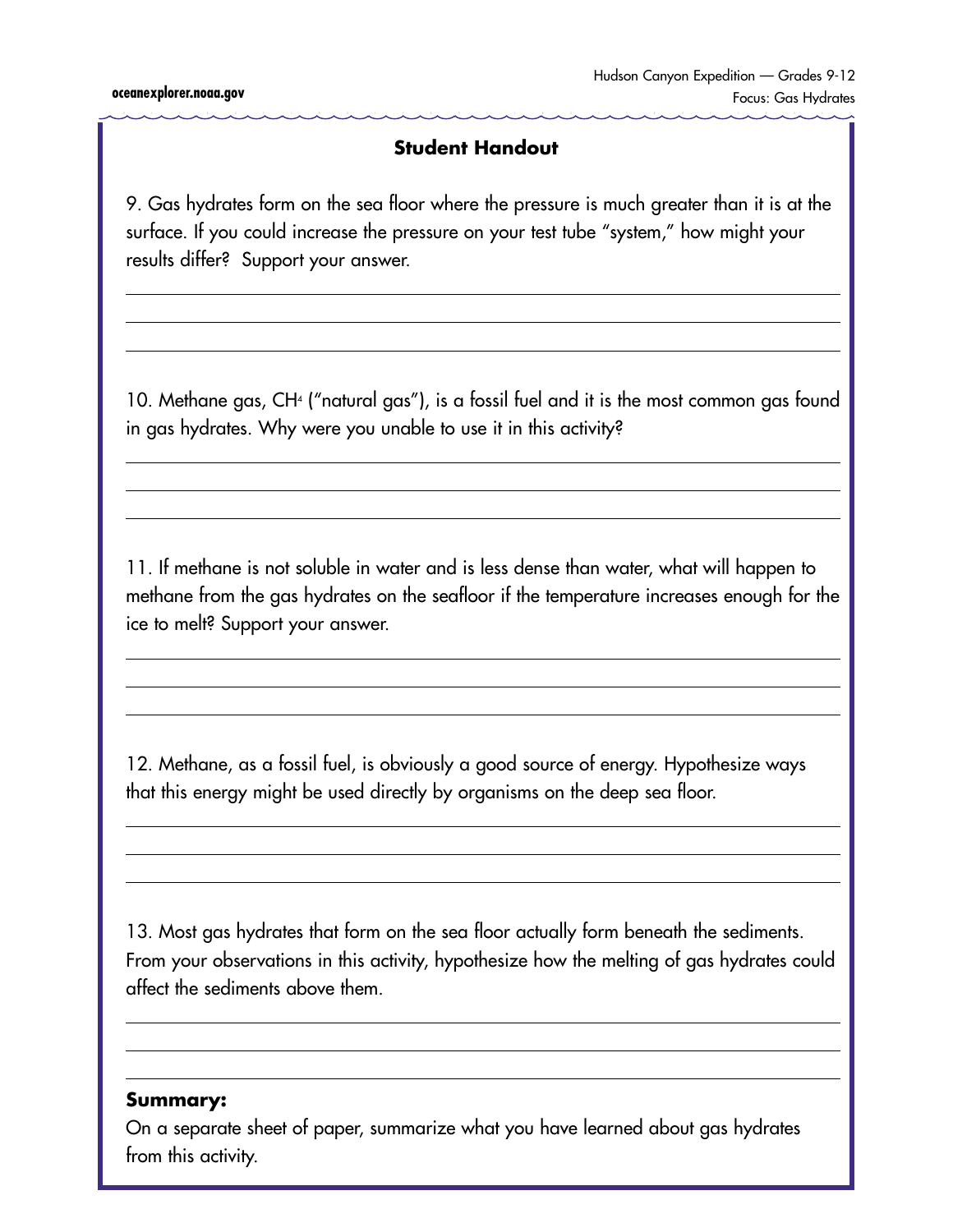## Student Handout

9. Gas hydrates form on the sea floor where the pressure is much greater than it is at the surface. If you could increase the pressure on your test tube "system," how might your results differ? Support your answer.

10. Methane gas, $CH_4$ ("natural gas"), is a fossil fuel and it is the most common gas found in gas hydrates. Why were you unable to use it in this activity?

11. If methane is not soluble in water and is less dense than water, what will happen to methane from the gas hydrates on the seafloor if the temperature increases enough for the ice to melt? Support your answer.

12. Methane, as a fossil fuel, is obviously a good source of energy. Hypothesize ways that this energy might be used directly by organisms on the deep sea floor.

13. Most gas hydrates that form on the sea floor actually form beneath the sediments. From your observations in this activity, hypothesize how the melting of gas hydrates could affect the sediments above them.

**Summary:**

On a separate sheet of paper, summarize what you have learned about gas hydrates from this activity.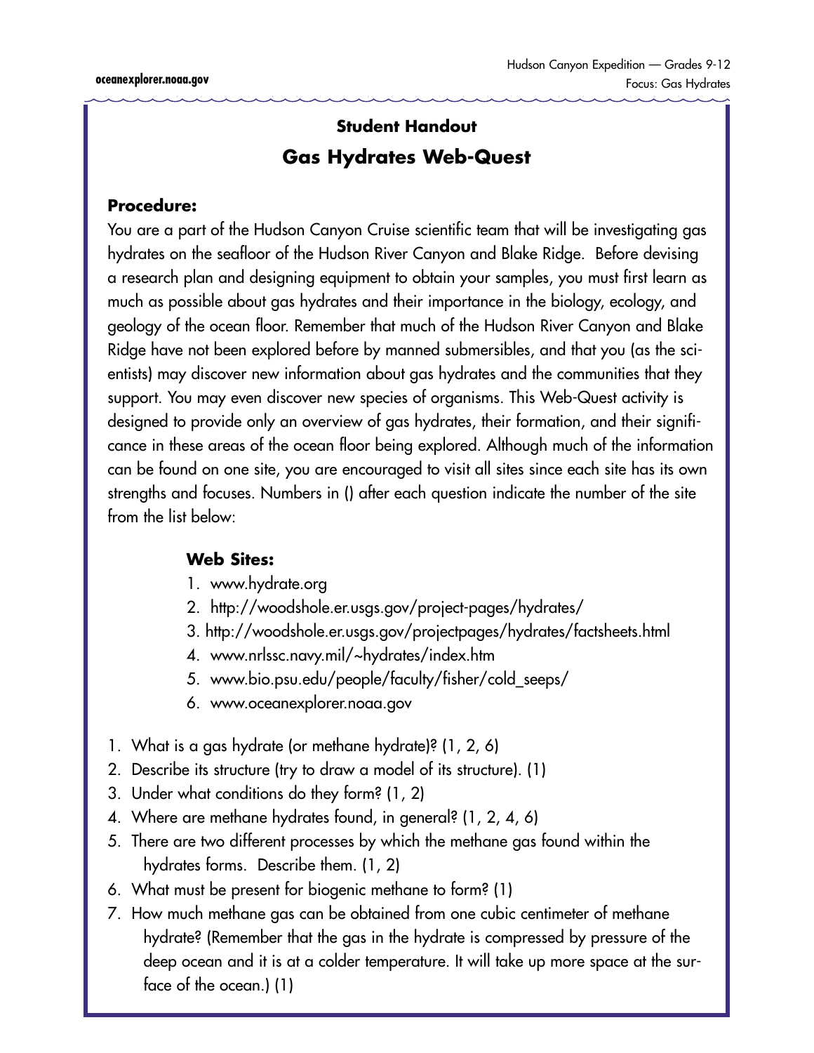## Student Handout

## Gas Hydrates Web-Quest

**Procedure:**

You are a part of the Hudson Canyon Cruise scientific team that will be investigating gas hydrates on the seafloor of the Hudson River Canyon and Blake Ridge. Before devising a research plan and designing equipment to obtain your samples, you must first learn as much as possible about gas hydrates and their importance in the biology, ecology, and geology of the ocean floor. Remember that much of the Hudson River Canyon and Blake Ridge have not been explored before by manned submersibles, and that you (as the scientists) may discover new information about gas hydrates and the communities that they support. You may even discover new species of organisms. This Web-Quest activity is designed to provide only an overview of gas hydrates, their formation, and their significance in these areas of the ocean floor being explored. Although much of the information can be found on one site, you are encouraged to visit all sites since each site has its own strengths and focuses. Numbers in () after each question indicate the number of the site from the list below:

**Web Sites:**

1. www.hydrate.org
2. http://woodshole.er.usgs.gov/project-pages/hydrates/
3. http://woodshole.er.usgs.gov/projectpages/hydrates/factsheets.html
4. www.nrlssc.navy.mil/~hydrates/index.htm
5. www.bio.psu.edu/people/faculty/fisher/cold_seeps/
6. www.oceanexplorer.noaa.gov

1. What is a gas hydrate (or methane hydrate)? (1, 2, 6)
2. Describe its structure (try to draw a model of its structure). (1)
3. Under what conditions do they form? (1, 2)
4. Where are methane hydrates found, in general? (1, 2, 4, 6)
5. There are two different processes by which the methane gas found within the hydrates forms. Describe them. (1, 2)
6. What must be present for biogenic methane to form? (1)
7. How much methane gas can be obtained from one cubic centimeter of methane hydrate? (Remember that the gas in the hydrate is compressed by pressure of the deep ocean and it is at a colder temperature. It will take up more space at the surface of the ocean.) (1)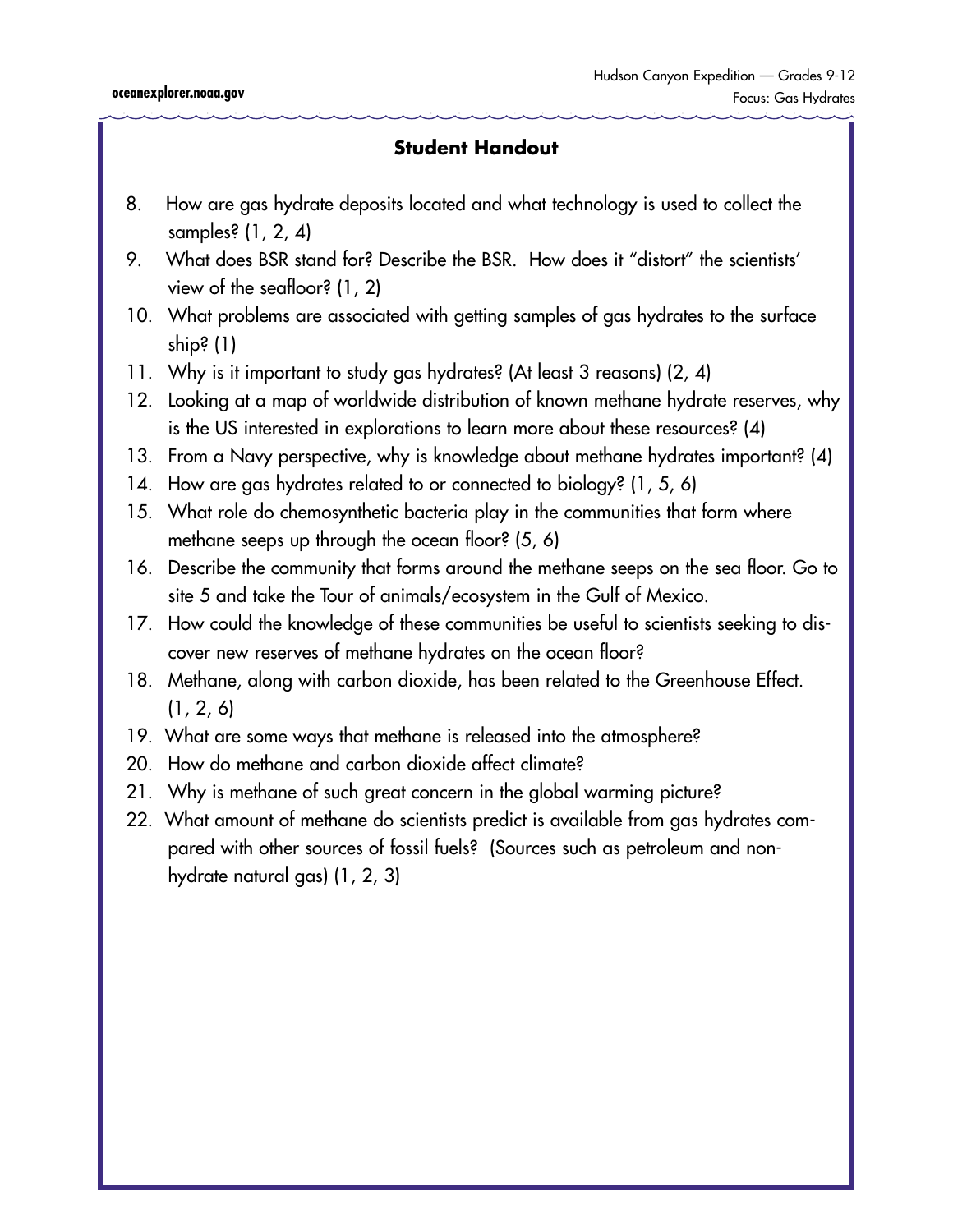## Student Handout

8. How are gas hydrate deposits located and what technology is used to collect the samples? (1, 2, 4)
9. What does BSR stand for? Describe the BSR. How does it “distort” the scientists’ view of the seafloor? (1, 2)
10. What problems are associated with getting samples of gas hydrates to the surface ship? (1)
11. Why is it important to study gas hydrates? (At least 3 reasons) (2, 4)
12. Looking at a map of worldwide distribution of known methane hydrate reserves, why is the US interested in explorations to learn more about these resources? (4)
13. From a Navy perspective, why is knowledge about methane hydrates important? (4)
14. How are gas hydrates related to or connected to biology? (1, 5, 6)
15. What role do chemosynthetic bacteria play in the communities that form where methane seeps up through the ocean floor? (5, 6)
16. Describe the community that forms around the methane seeps on the sea floor. Go to site 5 and take the Tour of animals/ecosystem in the Gulf of Mexico.
17. How could the knowledge of these communities be useful to scientists seeking to discover new reserves of methane hydrates on the ocean floor?
18. Methane, along with carbon dioxide, has been related to the Greenhouse Effect. (1, 2, 6)
19. What are some ways that methane is released into the atmosphere?
20. How do methane and carbon dioxide affect climate?
21. Why is methane of such great concern in the global warming picture?
22. What amount of methane do scientists predict is available from gas hydrates compared with other sources of fossil fuels? (Sources such as petroleum and non-hydrate natural gas) (1, 2, 3)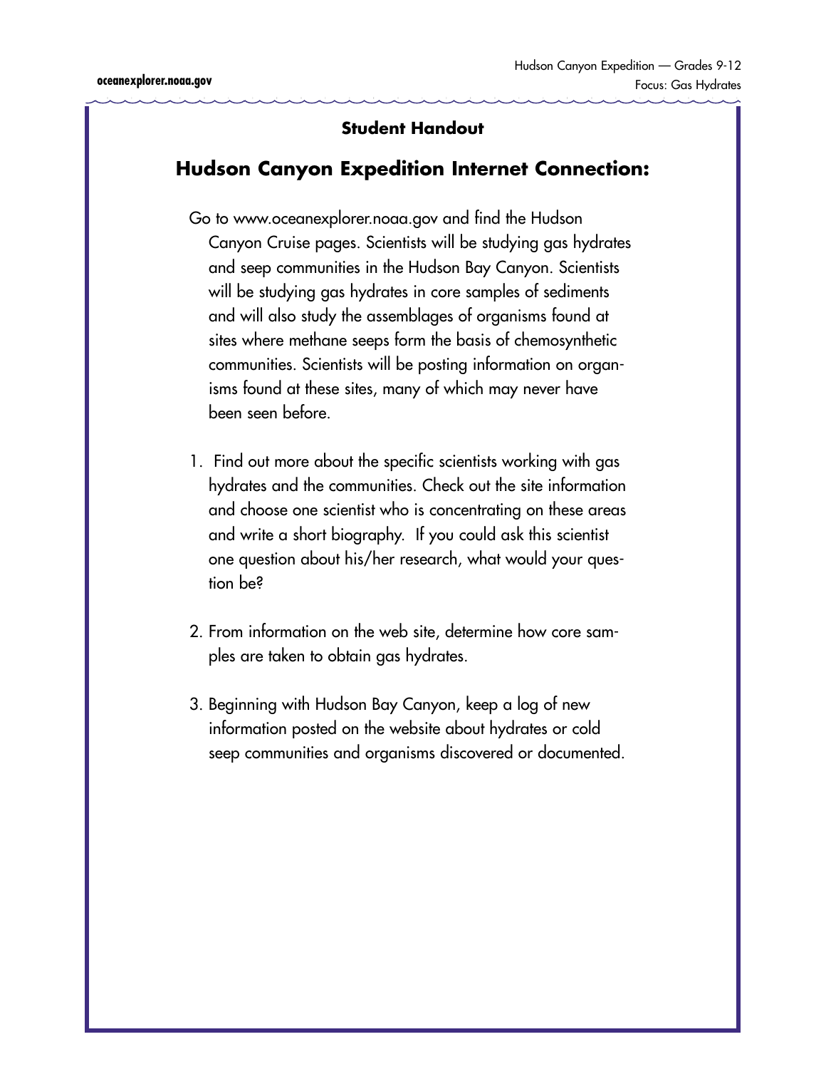**Student Handout**

## Hudson Canyon Expedition Internet Connection:

Go to www.oceanexplorer.noaa.gov and find the Hudson Canyon Cruise pages. Scientists will be studying gas hydrates and seep communities in the Hudson Bay Canyon. Scientists will be studying gas hydrates in core samples of sediments and will also study the assemblages of organisms found at sites where methane seeps form the basis of chemosynthetic communities. Scientists will be posting information on organisms found at these sites, many of which may never have been seen before.

1. Find out more about the specific scientists working with gas hydrates and the communities. Check out the site information and choose one scientist who is concentrating on these areas and write a short biography. If you could ask this scientist one question about his/her research, what would your question be?

2. From information on the web site, determine how core samples are taken to obtain gas hydrates.

3. Beginning with Hudson Bay Canyon, keep a log of new information posted on the website about hydrates or cold seep communities and organisms discovered or documented.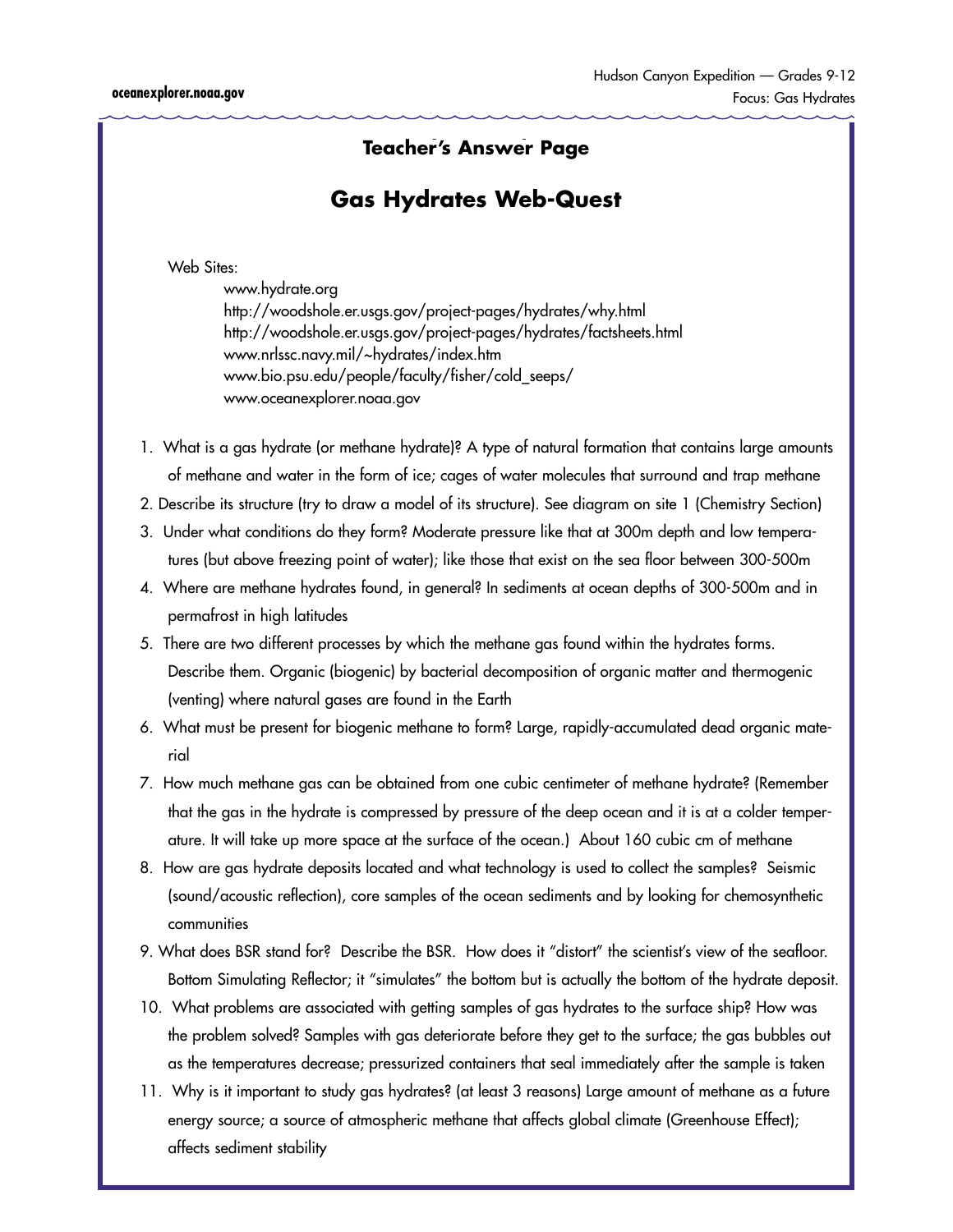## Teacher's Answer Page

# Gas Hydrates Web-Quest

Web Sites:

www.hydrate.org
http://woodshole.er.usgs.gov/project-pages/hydrates/why.html
http://woodshole.er.usgs.gov/project-pages/hydrates/factsheets.html
www.nrlssc.navy.mil/~hydrates/index.htm
www.bio.psu.edu/people/faculty/fisher/cold_seeps/
www.oceanexplorer.noaa.gov

1. What is a gas hydrate (or methane hydrate)? A type of natural formation that contains large amounts of methane and water in the form of ice; cages of water molecules that surround and trap methane
2. Describe its structure (try to draw a model of its structure). See diagram on site 1 (Chemistry Section)
3. Under what conditions do they form? Moderate pressure like that at 300m depth and low temperatures (but above freezing point of water); like those that exist on the sea floor between 300-500m
4. Where are methane hydrates found, in general? In sediments at ocean depths of 300-500m and in permafrost in high latitudes
5. There are two different processes by which the methane gas found within the hydrates forms. Describe them. Organic (biogenic) by bacterial decomposition of organic matter and thermogenic (venting) where natural gases are found in the Earth
6. What must be present for biogenic methane to form? Large, rapidly-accumulated dead organic material
7. How much methane gas can be obtained from one cubic centimeter of methane hydrate? (Remember that the gas in the hydrate is compressed by pressure of the deep ocean and it is at a colder temperature. It will take up more space at the surface of the ocean.) About 160 cubic cm of methane
8. How are gas hydrate deposits located and what technology is used to collect the samples? Seismic (sound/acoustic reflection), core samples of the ocean sediments and by looking for chemosynthetic communities
9. What does BSR stand for? Describe the BSR. How does it "distort" the scientist's view of the seafloor. Bottom Simulating Reflector; it "simulates" the bottom but is actually the bottom of the hydrate deposit.
10. What problems are associated with getting samples of gas hydrates to the surface ship? How was the problem solved? Samples with gas deteriorate before they get to the surface; the gas bubbles out as the temperatures decrease; pressurized containers that seal immediately after the sample is taken
11. Why is it important to study gas hydrates? (at least 3 reasons) Large amount of methane as a future energy source; a source of atmospheric methane that affects global climate (Greenhouse Effect); affects sediment stability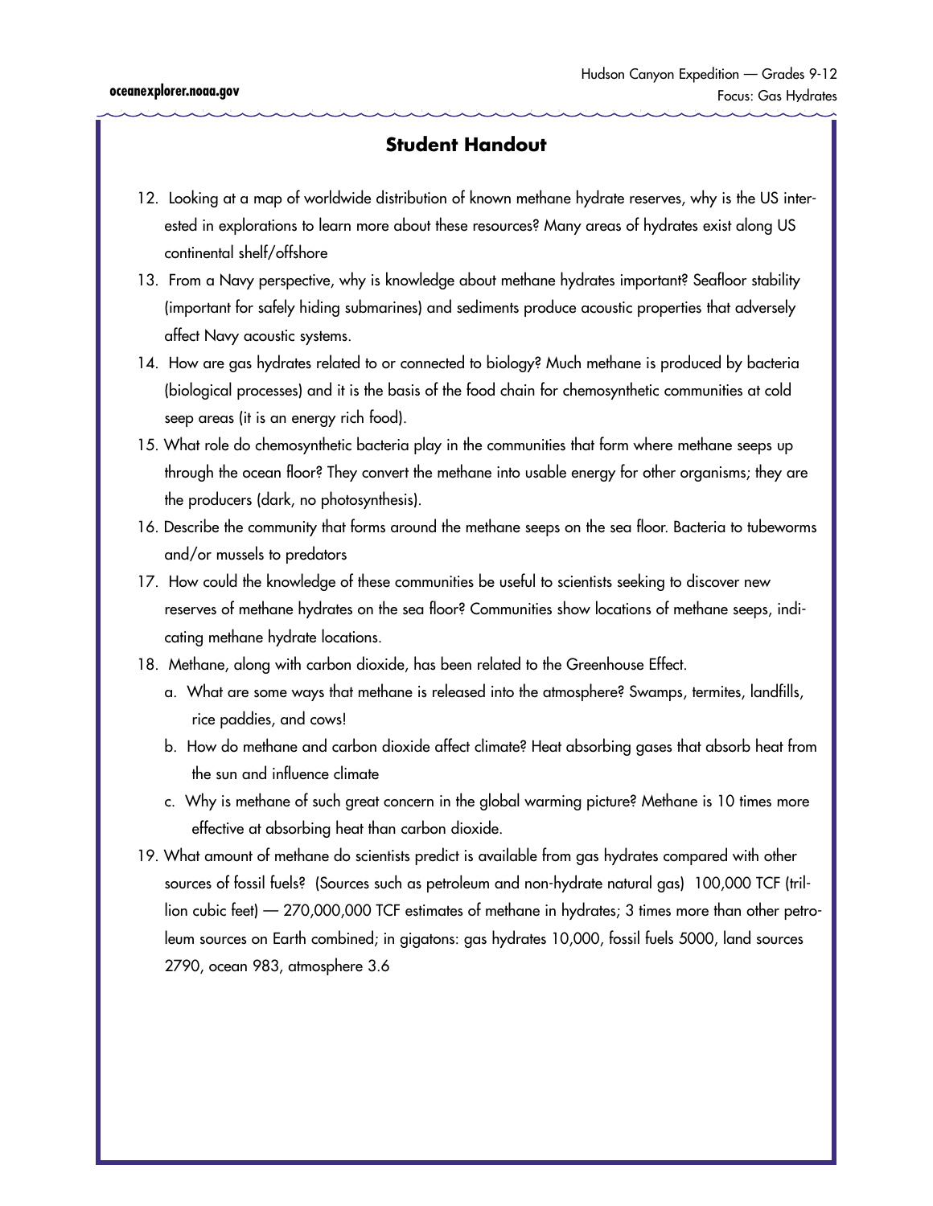## Student Handout

12. Looking at a map of worldwide distribution of known methane hydrate reserves, why is the US interested in explorations to learn more about these resources? Many areas of hydrates exist along US continental shelf/offshore
13. From a Navy perspective, why is knowledge about methane hydrates important? Seafloor stability (important for safely hiding submarines) and sediments produce acoustic properties that adversely affect Navy acoustic systems.
14. How are gas hydrates related to or connected to biology? Much methane is produced by bacteria (biological processes) and it is the basis of the food chain for chemosynthetic communities at cold seep areas (it is an energy rich food).
15. What role do chemosynthetic bacteria play in the communities that form where methane seeps up through the ocean floor? They convert the methane into usable energy for other organisms; they are the producers (dark, no photosynthesis).
16. Describe the community that forms around the methane seeps on the sea floor. Bacteria to tubeworms and/or mussels to predators
17. How could the knowledge of these communities be useful to scientists seeking to discover new reserves of methane hydrates on the sea floor? Communities show locations of methane seeps, indicating methane hydrate locations.
18. Methane, along with carbon dioxide, has been related to the Greenhouse Effect.
    a. What are some ways that methane is released into the atmosphere? Swamps, termites, landfills, rice paddies, and cows!
    b. How do methane and carbon dioxide affect climate? Heat absorbing gases that absorb heat from the sun and influence climate
    c. Why is methane of such great concern in the global warming picture? Methane is 10 times more effective at absorbing heat than carbon dioxide.
19. What amount of methane do scientists predict is available from gas hydrates compared with other sources of fossil fuels? (Sources such as petroleum and non-hydrate natural gas) 100,000 TCF (trillion cubic feet) — 270,000,000 TCF estimates of methane in hydrates; 3 times more than other petroleum sources on Earth combined; in gigatons: gas hydrates 10,000, fossil fuels 5000, land sources 2790, ocean 983, atmosphere 3.6